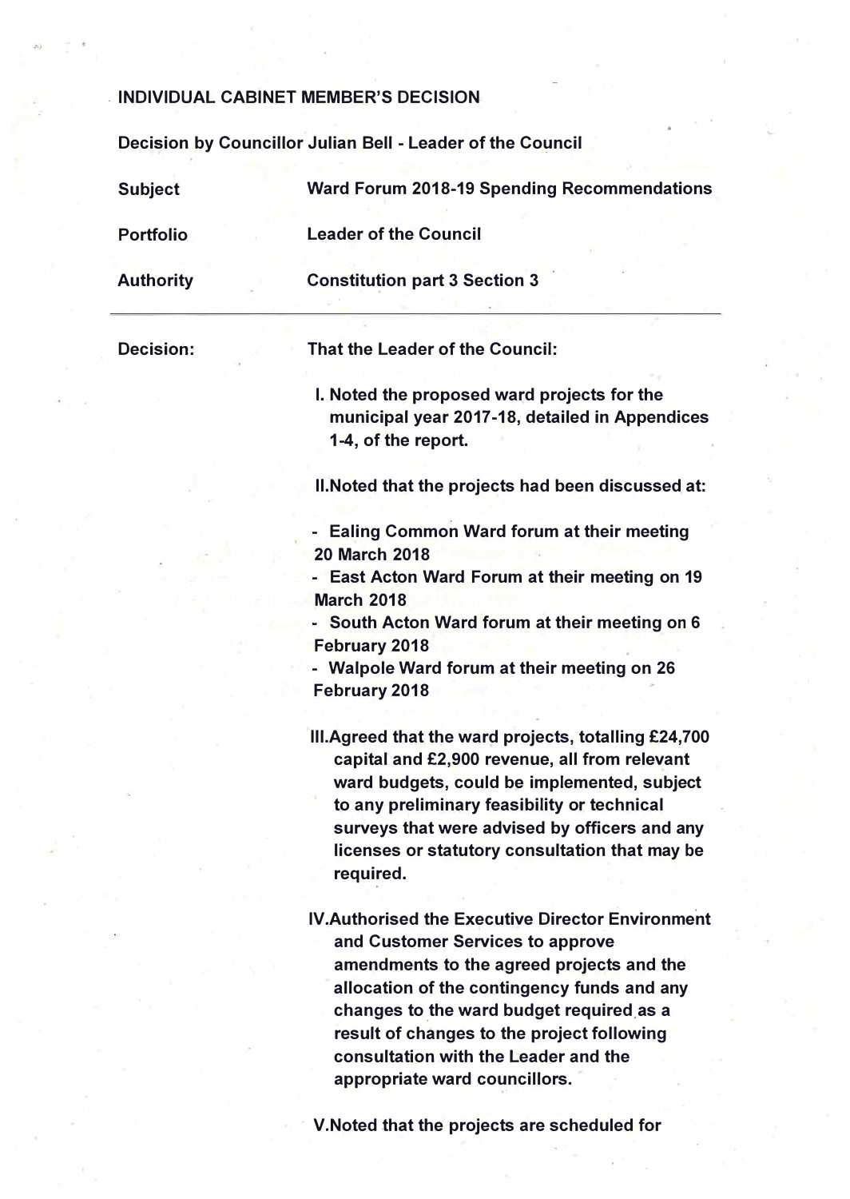# INDIVIDUAL CABINET MEMBER'S DECISION

**Decision by Councillor Julian Bell - Leader of the Council**

| | |
|---|---|
| **Subject** | **Ward Forum 2018-19 Spending Recommendations** |
| **Portfolio** | **Leader of the Council** |
| **Authority** | **Constitution part 3 Section 3** |

---

**Decision:**

**That the Leader of the Council:**

**I. Noted the proposed ward projects for the municipal year 2017-18, detailed in Appendices 1-4, of the report.**

**II.Noted that the projects had been discussed at:**

- **Ealing Common Ward forum at their meeting 20 March 2018**
- **East Acton Ward Forum at their meeting on 19 March 2018**
- **South Acton Ward forum at their meeting on 6 February 2018**
- **Walpole Ward forum at their meeting on 26 February 2018**

**III.Agreed that the ward projects, totalling £24,700 capital and £2,900 revenue, all from relevant ward budgets, could be implemented, subject to any preliminary feasibility or technical surveys that were advised by officers and any licenses or statutory consultation that may be required.**

**IV.Authorised the Executive Director Environment and Customer Services to approve amendments to the agreed projects and the allocation of the contingency funds and any changes to the ward budget required as a result of changes to the project following consultation with the Leader and the appropriate ward councillors.**

**V.Noted that the projects are scheduled for**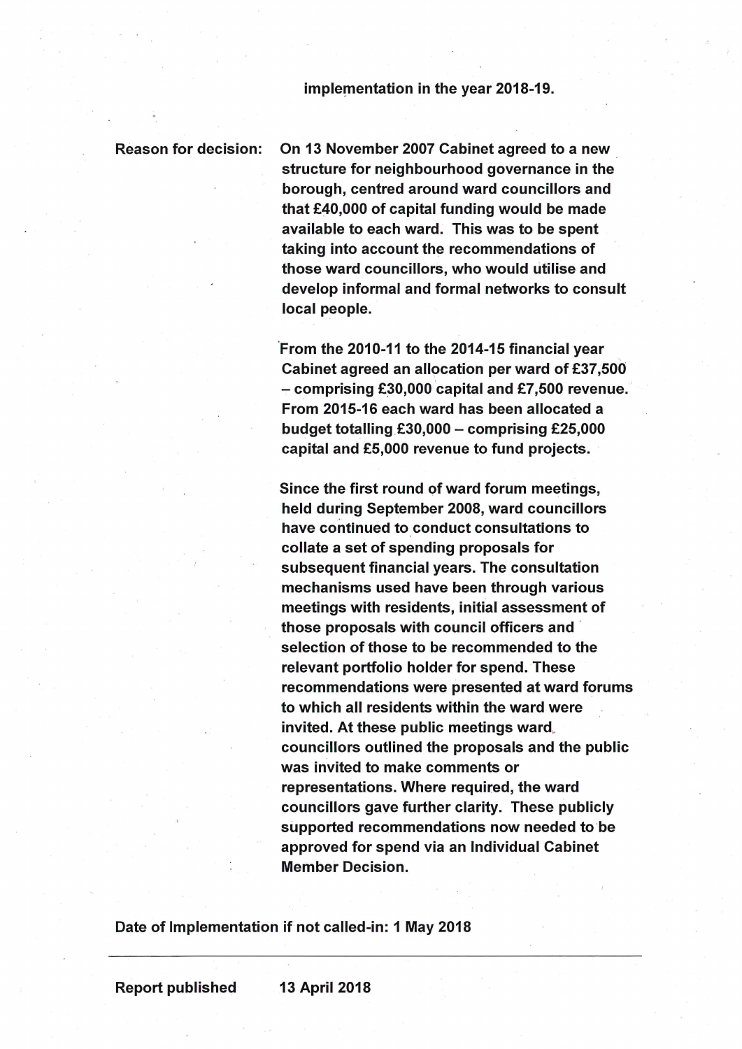**implementation in the year 2018-19.**

| | |
|---|---|
| **Reason for decision:** | **On 13 November 2007 Cabinet agreed to a new structure for neighbourhood governance in the borough, centred around ward councillors and that £40,000 of capital funding would be made available to each ward. This was to be spent taking into account the recommendations of those ward councillors, who would utilise and develop informal and formal networks to consult local people.** |

**From the 2010-11 to the 2014-15 financial year Cabinet agreed an allocation per ward of £37,500 – comprising £30,000 capital and £7,500 revenue. From 2015-16 each ward has been allocated a budget totalling £30,000 – comprising £25,000 capital and £5,000 revenue to fund projects.**

**Since the first round of ward forum meetings, held during September 2008, ward councillors have continued to conduct consultations to collate a set of spending proposals for subsequent financial years. The consultation mechanisms used have been through various meetings with residents, initial assessment of those proposals with council officers and selection of those to be recommended to the relevant portfolio holder for spend. These recommendations were presented at ward forums to which all residents within the ward were invited. At these public meetings ward councillors outlined the proposals and the public was invited to make comments or representations. Where required, the ward councillors gave further clarity. These publicly supported recommendations now needed to be approved for spend via an Individual Cabinet Member Decision.**

**Date of Implementation if not called-in: 1 May 2018**

---

**Report published 13 April 2018**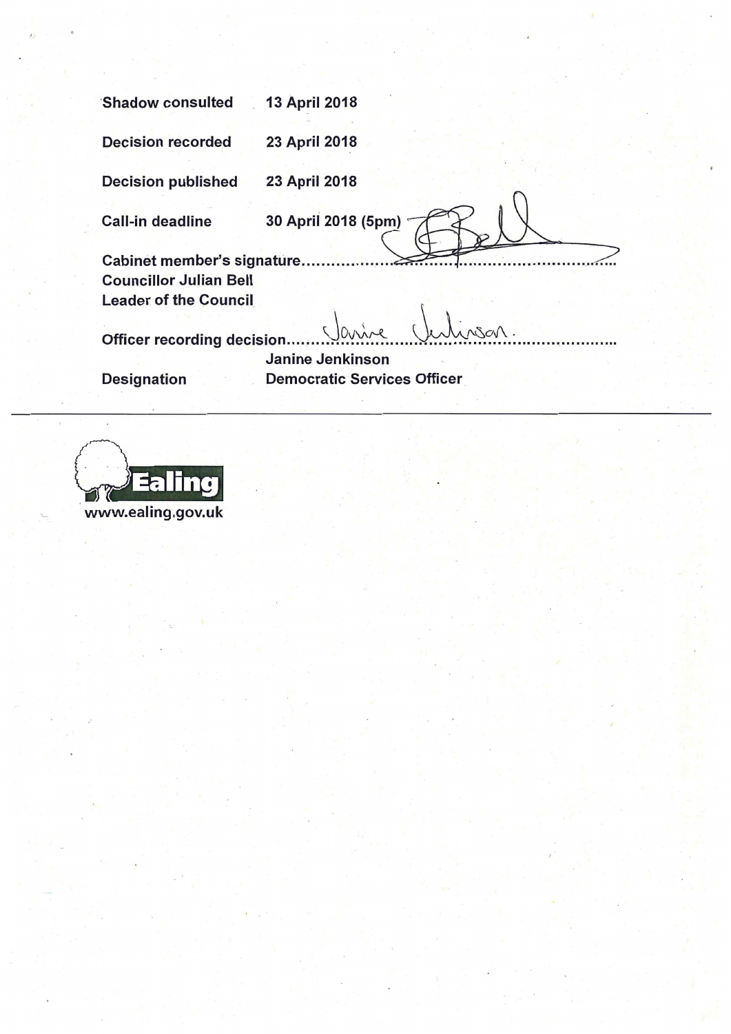| | |
|---|---|
| **Shadow consulted** | **13 April 2018** |
| **Decision recorded** | **23 April 2018** |
| **Decision published** | **23 April 2018** |
| **Call-in deadline** | **30 April 2018 (5pm)** |

**Cabinet member's signature.....................................................................**
**Councillor Julian Bell**
**Leader of the Council**

**Officer recording decision.....................................................................**

| | |
|---|---|
| | **Janine Jenkinson** |
| **Designation** | **Democratic Services Officer** |

---

**Ealing**
**www.ealing.gov.uk**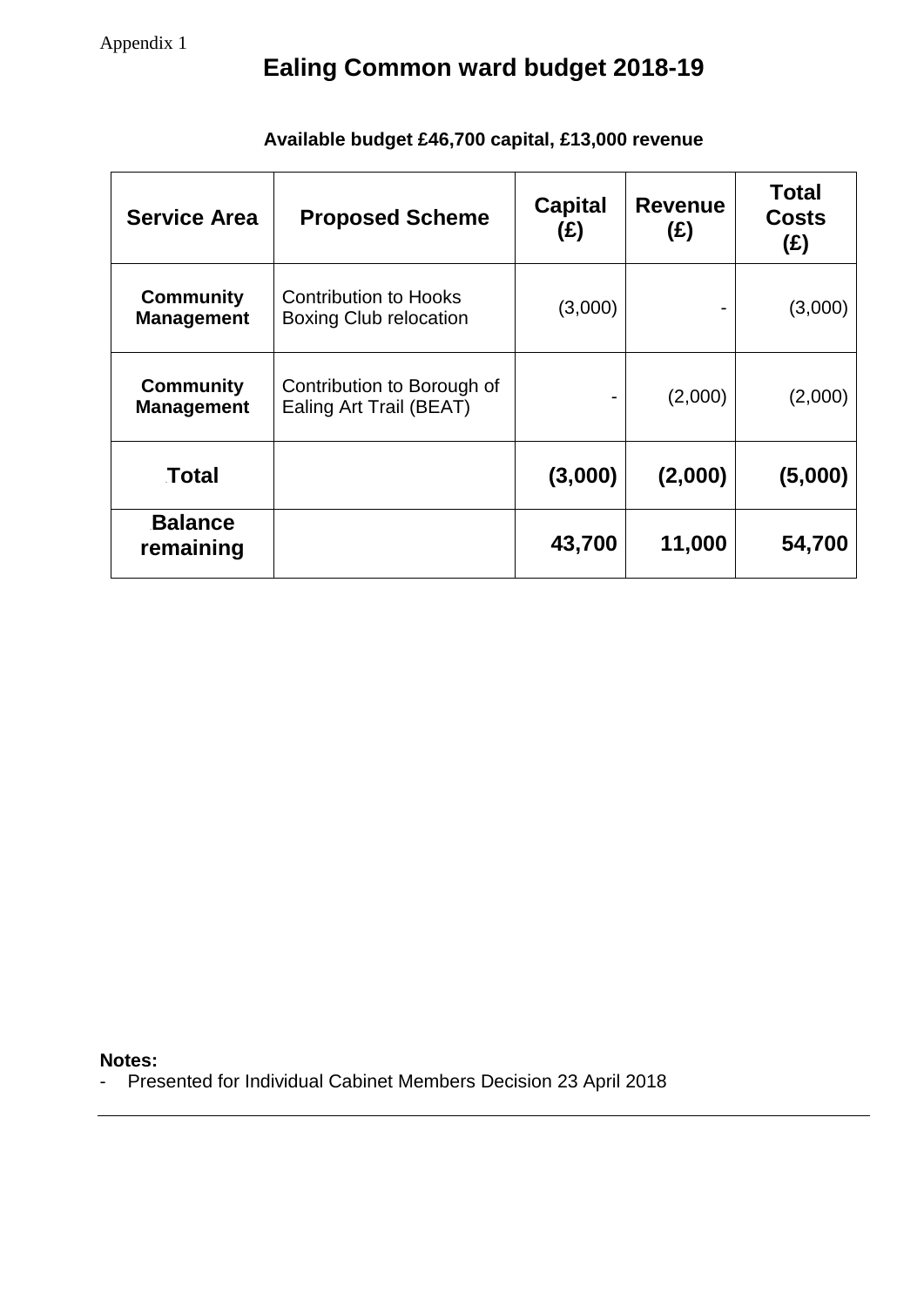Appendix 1

# Ealing Common ward budget 2018-19

**Available budget £46,700 capital, £13,000 revenue**

| Service Area | Proposed Scheme | Capital (£) | Revenue (£) | Total Costs (£) |
|---|---|---|---|---|
| **Community Management** | Contribution to Hooks Boxing Club relocation | (3,000) | - | (3,000) |
| **Community Management** | Contribution to Borough of Ealing Art Trail (BEAT) | - | (2,000) | (2,000) |
| **Total** | | **(3,000)** | **(2,000)** | **(5,000)** |
| **Balance remaining** | | **43,700** | **11,000** | **54,700** |

**Notes:**

- Presented for Individual Cabinet Members Decision 23 April 2018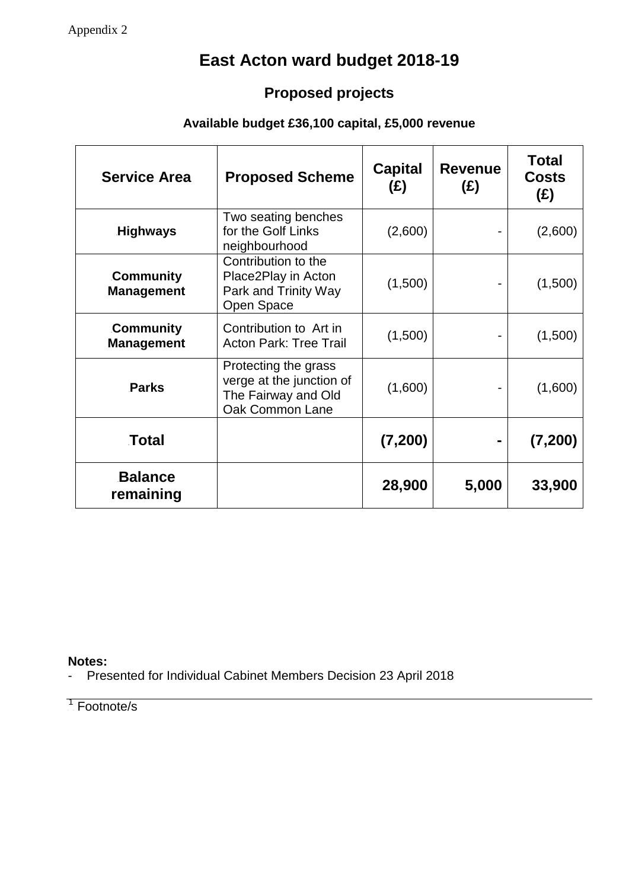Appendix 2

# East Acton ward budget 2018-19

## Proposed projects

**Available budget £36,100 capital, £5,000 revenue**

| Service Area | Proposed Scheme | Capital (£) | Revenue (£) | Total Costs (£) |
|---|---|---|---|---|
| **Highways** | Two seating benches for the Golf Links neighbourhood | (2,600) | - | (2,600) |
| **Community Management** | Contribution to the Place2Play in Acton Park and Trinity Way Open Space | (1,500) | - | (1,500) |
| **Community Management** | Contribution to Art in Acton Park: Tree Trail | (1,500) | - | (1,500) |
| **Parks** | Protecting the grass verge at the junction of The Fairway and Old Oak Common Lane | (1,600) | - | (1,600) |
| **Total** | | **(7,200)** | **-** | **(7,200)** |
| **Balance remaining** | | **28,900** | **5,000** | **33,900** |

**Notes:**

- Presented for Individual Cabinet Members Decision 23 April 2018

[1] Footnote/s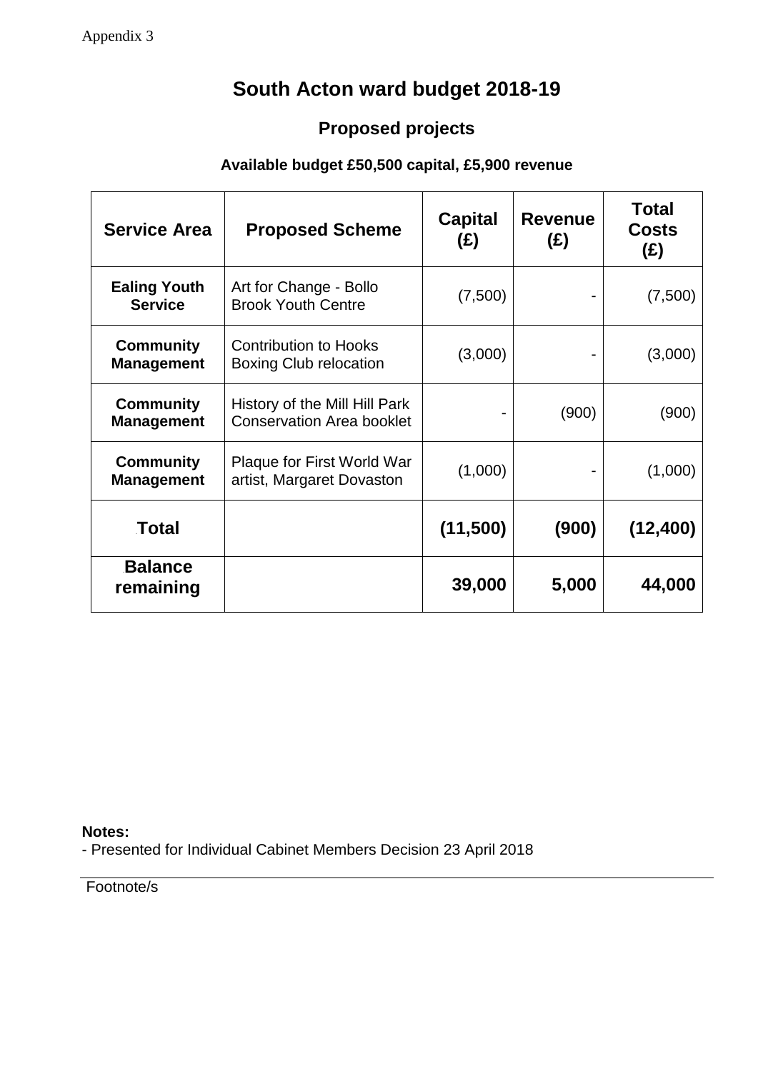Appendix 3

# South Acton ward budget 2018-19

## Proposed projects

### Available budget £50,500 capital, £5,900 revenue

| Service Area | Proposed Scheme | Capital (£) | Revenue (£) | Total Costs (£) |
|---|---|---|---|---|
| **Ealing Youth Service** | Art for Change - Bollo Brook Youth Centre | (7,500) | - | (7,500) |
| **Community Management** | Contribution to Hooks Boxing Club relocation | (3,000) | - | (3,000) |
| **Community Management** | History of the Mill Hill Park Conservation Area booklet | - | (900) | (900) |
| **Community Management** | Plaque for First World War artist, Margaret Dovaston | (1,000) | - | (1,000) |
| **Total** | | **(11,500)** | **(900)** | **(12,400)** |
| **Balance remaining** | | **39,000** | **5,000** | **44,000** |

**Notes:**
- Presented for Individual Cabinet Members Decision 23 April 2018

Footnote/s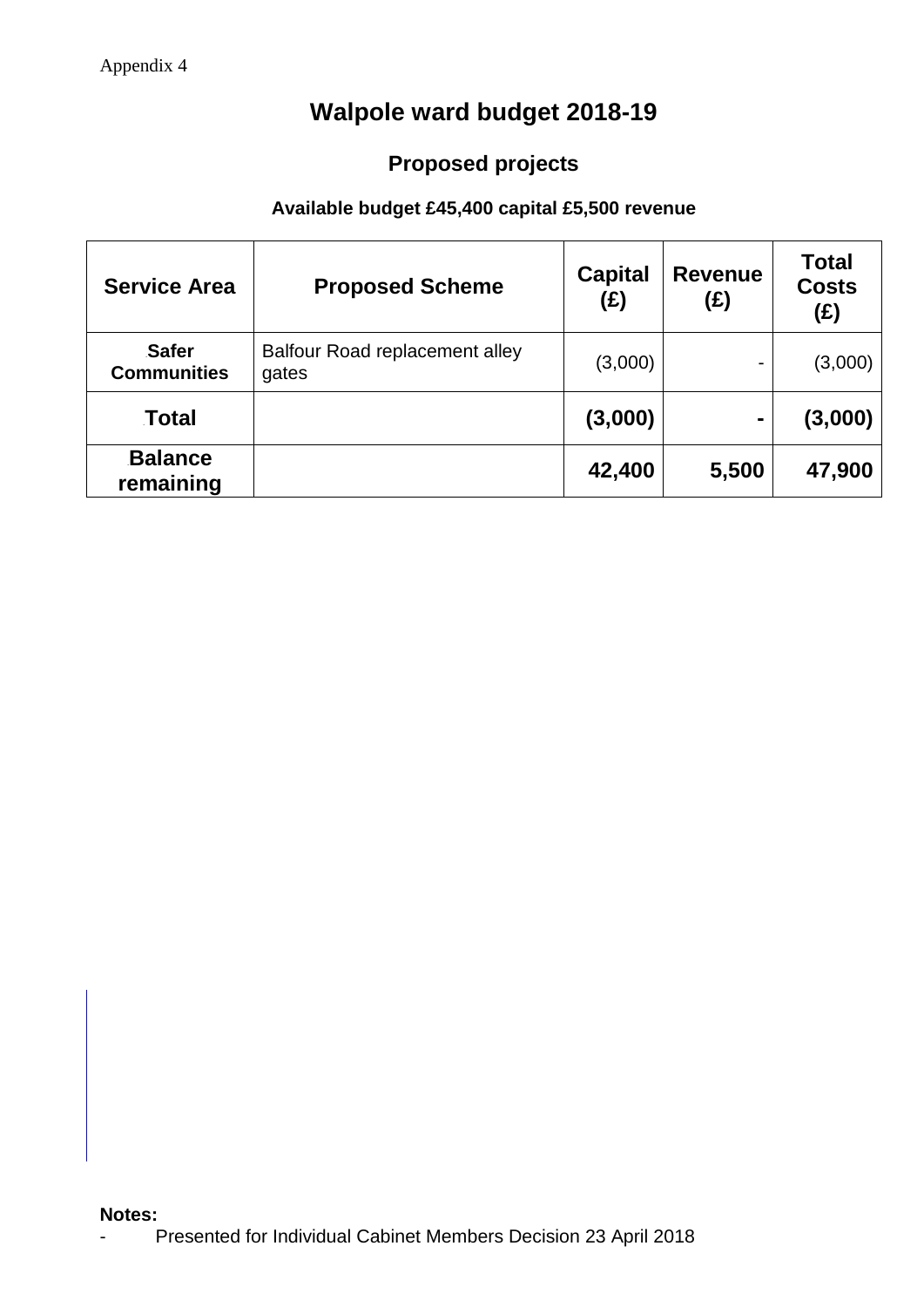Appendix 4

# Walpole ward budget 2018-19

## Proposed projects

### Available budget £45,400 capital £5,500 revenue

| Service Area | Proposed Scheme | Capital (£) | Revenue (£) | Total Costs (£) |
|---|---|---|---|---|
| **Safer Communities** | Balfour Road replacement alley gates | (3,000) | - | (3,000) |
| **Total** | | **(3,000)** | **-** | **(3,000)** |
| **Balance remaining** | | **42,400** | **5,500** | **47,900** |

**Notes:**

- Presented for Individual Cabinet Members Decision 23 April 2018